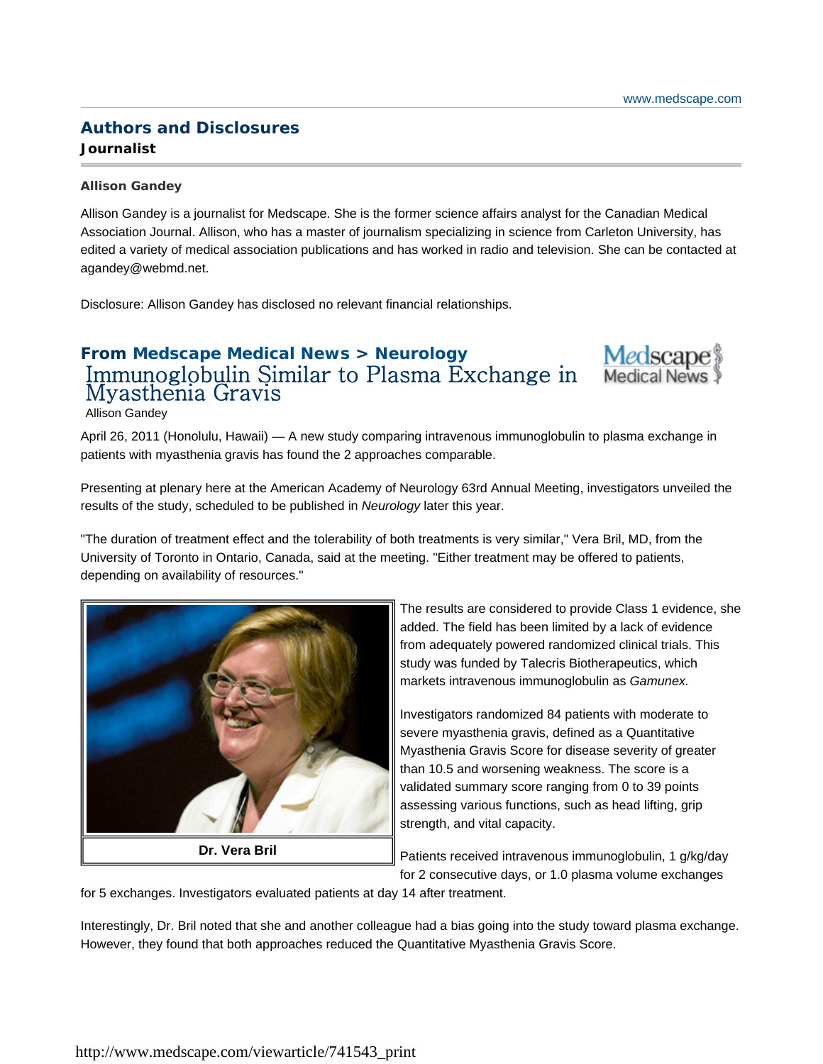## Authors and Disclosures

**Journalist**

**Allison Gandey**

Allison Gandey is a journalist for Medscape. She is the former science affairs analyst for the Canadian Medical Association Journal. Allison, who has a master of journalism specializing in science from Carleton University, has edited a variety of medical association publications and has worked in radio and television. She can be contacted at agandey@webmd.net.

Disclosure: Allison Gandey has disclosed no relevant financial relationships.

## From Medscape Medical News > Neurology

# Immunoglobulin Similar to Plasma Exchange in Myasthenia Gravis

Allison Gandey

April 26, 2011 (Honolulu, Hawaii) — A new study comparing intravenous immunoglobulin to plasma exchange in patients with myasthenia gravis has found the 2 approaches comparable.

Presenting at plenary here at the American Academy of Neurology 63rd Annual Meeting, investigators unveiled the results of the study, scheduled to be published in *Neurology* later this year.

"The duration of treatment effect and the tolerability of both treatments is very similar," Vera Bril, MD, from the University of Toronto in Ontario, Canada, said at the meeting. "Either treatment may be offered to patients, depending on availability of resources."

**Dr. Vera Bril**

The results are considered to provide Class 1 evidence, she added. The field has been limited by a lack of evidence from adequately powered randomized clinical trials. This study was funded by Talecris Biotherapeutics, which markets intravenous immunoglobulin as *Gamunex.*

Investigators randomized 84 patients with moderate to severe myasthenia gravis, defined as a Quantitative Myasthenia Gravis Score for disease severity of greater than 10.5 and worsening weakness. The score is a validated summary score ranging from 0 to 39 points assessing various functions, such as head lifting, grip strength, and vital capacity.

Patients received intravenous immunoglobulin, 1 g/kg/day for 2 consecutive days, or 1.0 plasma volume exchanges for 5 exchanges. Investigators evaluated patients at day 14 after treatment.

Interestingly, Dr. Bril noted that she and another colleague had a bias going into the study toward plasma exchange. However, they found that both approaches reduced the Quantitative Myasthenia Gravis Score.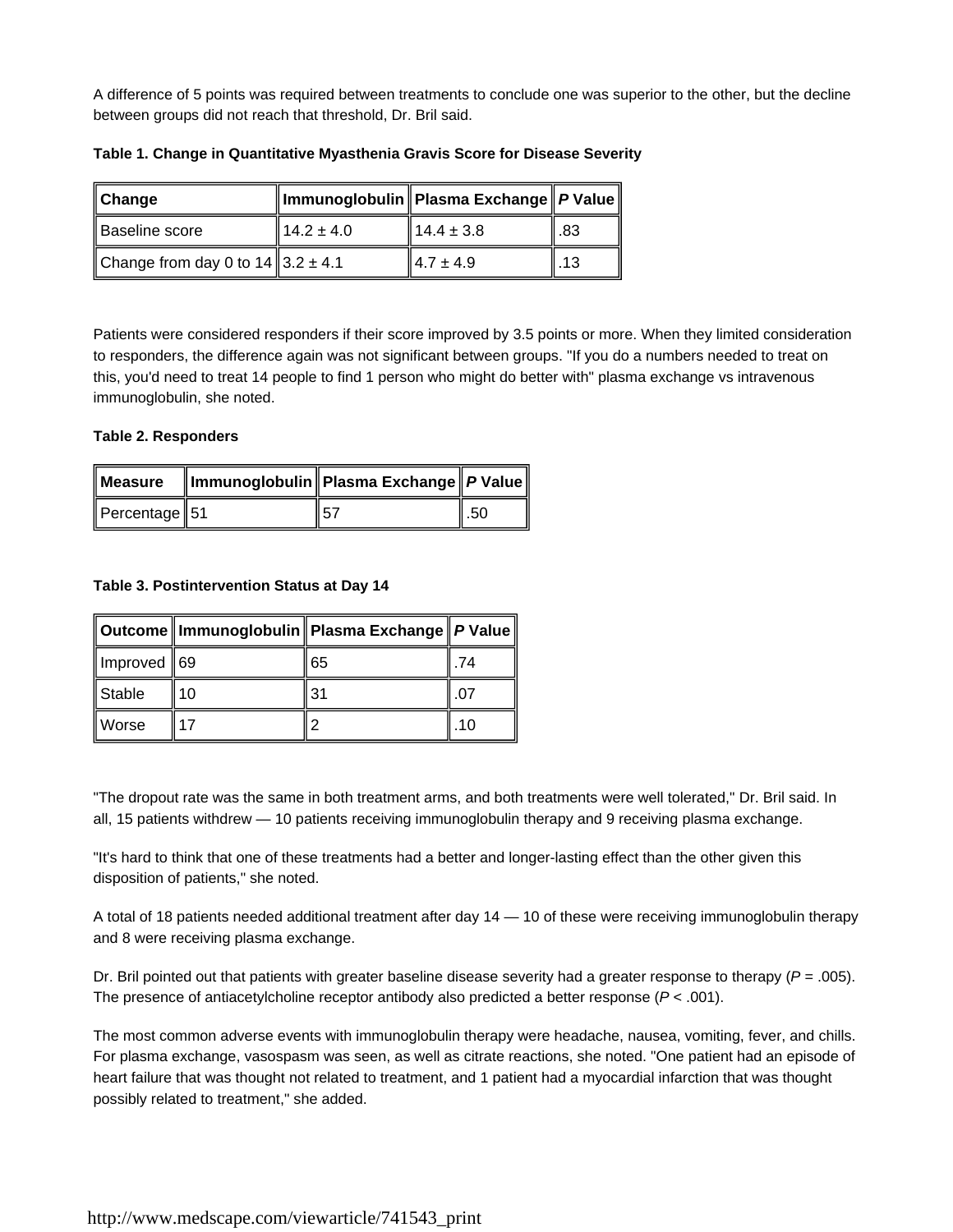A difference of 5 points was required between treatments to conclude one was superior to the other, but the decline between groups did not reach that threshold, Dr. Bril said.

**Table 1. Change in Quantitative Myasthenia Gravis Score for Disease Severity**

| Change | Immunoglobulin | Plasma Exchange | *P* Value |
|---|---|---|---|
| Baseline score | 14.2 ± 4.0 | 14.4 ± 3.8 | .83 |
| Change from day 0 to 14 | 3.2 ± 4.1 | 4.7 ± 4.9 | .13 |

Patients were considered responders if their score improved by 3.5 points or more. When they limited consideration to responders, the difference again was not significant between groups. "If you do a numbers needed to treat on this, you'd need to treat 14 people to find 1 person who might do better with" plasma exchange vs intravenous immunoglobulin, she noted.

**Table 2. Responders**

| Measure | Immunoglobulin | Plasma Exchange | *P* Value |
|---|---|---|---|
| Percentage | 51 | 57 | .50 |

**Table 3. Postintervention Status at Day 14**

| Outcome | Immunoglobulin | Plasma Exchange | *P* Value |
|---|---|---|---|
| Improved | 69 | 65 | .74 |
| Stable | 10 | 31 | .07 |
| Worse | 17 | 2 | .10 |

"The dropout rate was the same in both treatment arms, and both treatments were well tolerated," Dr. Bril said. In all, 15 patients withdrew — 10 patients receiving immunoglobulin therapy and 9 receiving plasma exchange.

"It's hard to think that one of these treatments had a better and longer-lasting effect than the other given this disposition of patients," she noted.

A total of 18 patients needed additional treatment after day 14 — 10 of these were receiving immunoglobulin therapy and 8 were receiving plasma exchange.

Dr. Bril pointed out that patients with greater baseline disease severity had a greater response to therapy ($P = .005$). The presence of antiacetylcholine receptor antibody also predicted a better response ($P < .001$).

The most common adverse events with immunoglobulin therapy were headache, nausea, vomiting, fever, and chills. For plasma exchange, vasospasm was seen, as well as citrate reactions, she noted. "One patient had an episode of heart failure that was thought not related to treatment, and 1 patient had a myocardial infarction that was thought possibly related to treatment," she added.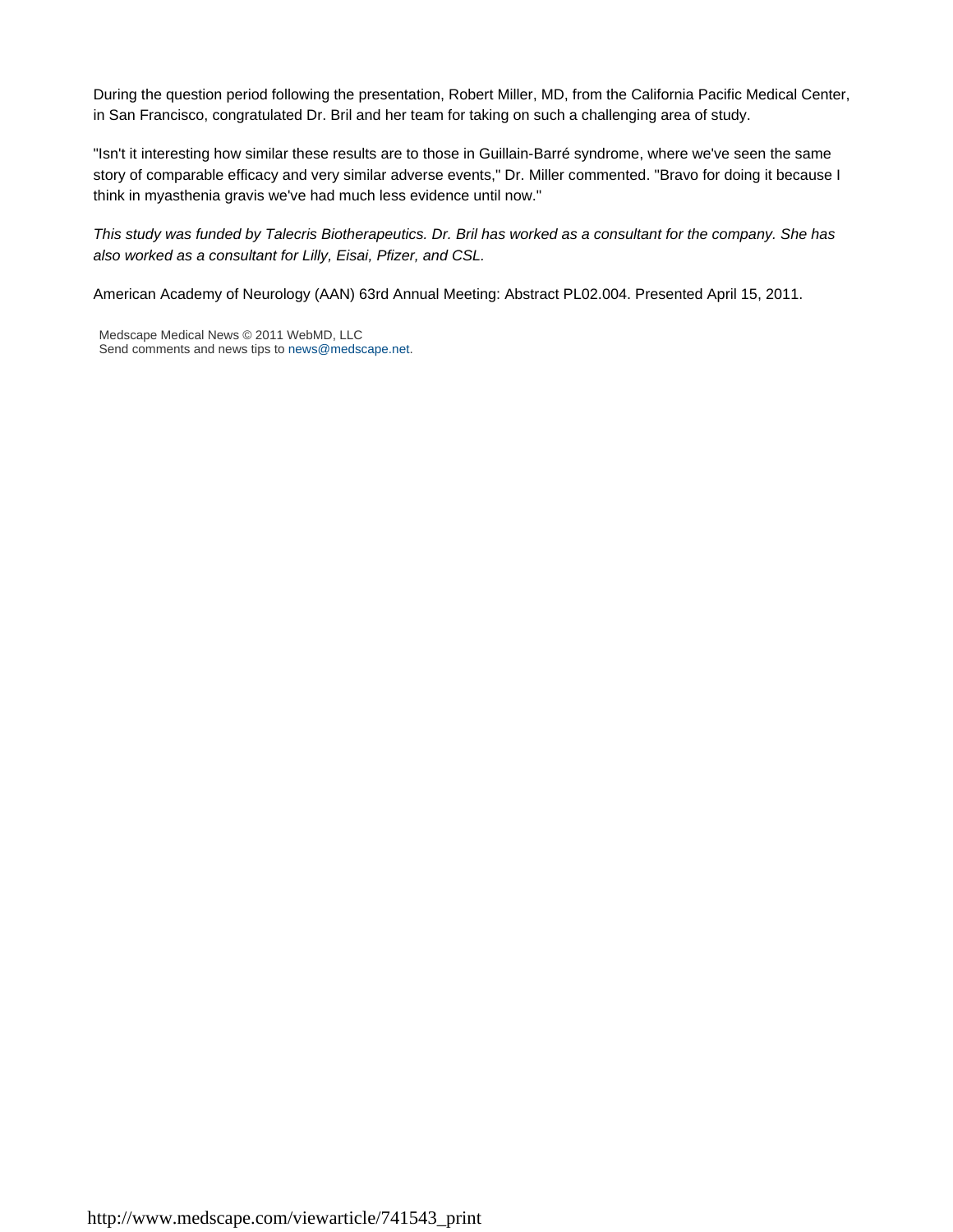During the question period following the presentation, Robert Miller, MD, from the California Pacific Medical Center, in San Francisco, congratulated Dr. Bril and her team for taking on such a challenging area of study.

"Isn't it interesting how similar these results are to those in Guillain-Barré syndrome, where we've seen the same story of comparable efficacy and very similar adverse events," Dr. Miller commented. "Bravo for doing it because I think in myasthenia gravis we've had much less evidence until now."

*This study was funded by Talecris Biotherapeutics. Dr. Bril has worked as a consultant for the company. She has also worked as a consultant for Lilly, Eisai, Pfizer, and CSL.*

American Academy of Neurology (AAN) 63rd Annual Meeting: Abstract PL02.004. Presented April 15, 2011.

Medscape Medical News © 2011 WebMD, LLC
Send comments and news tips to news@medscape.net.